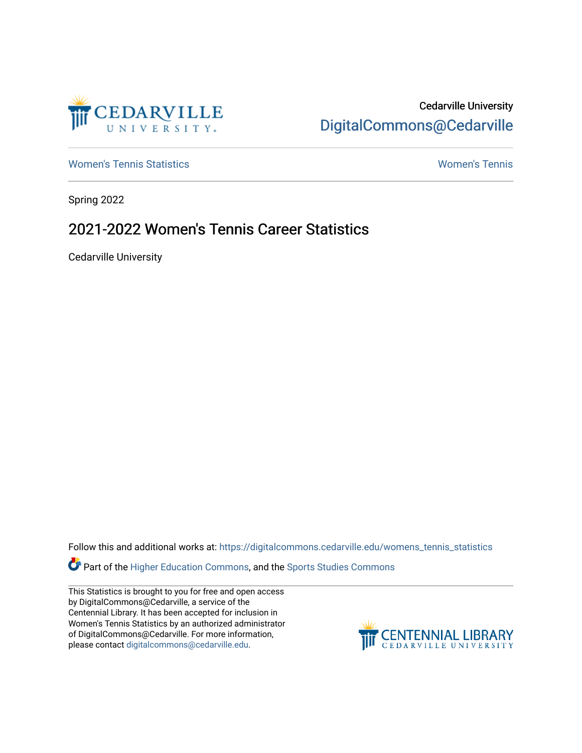Cedarville University

DigitalCommons@Cedarville

Women's Tennis Statistics | Women's Tennis

Spring 2022

# 2021-2022 Women's Tennis Career Statistics

Cedarville University

Follow this and additional works at: https://digitalcommons.cedarville.edu/womens_tennis_statistics

Part of the Higher Education Commons, and the Sports Studies Commons

This Statistics is brought to you for free and open access by DigitalCommons@Cedarville, a service of the Centennial Library. It has been accepted for inclusion in Women's Tennis Statistics by an authorized administrator of DigitalCommons@Cedarville. For more information, please contact digitalcommons@cedarville.edu.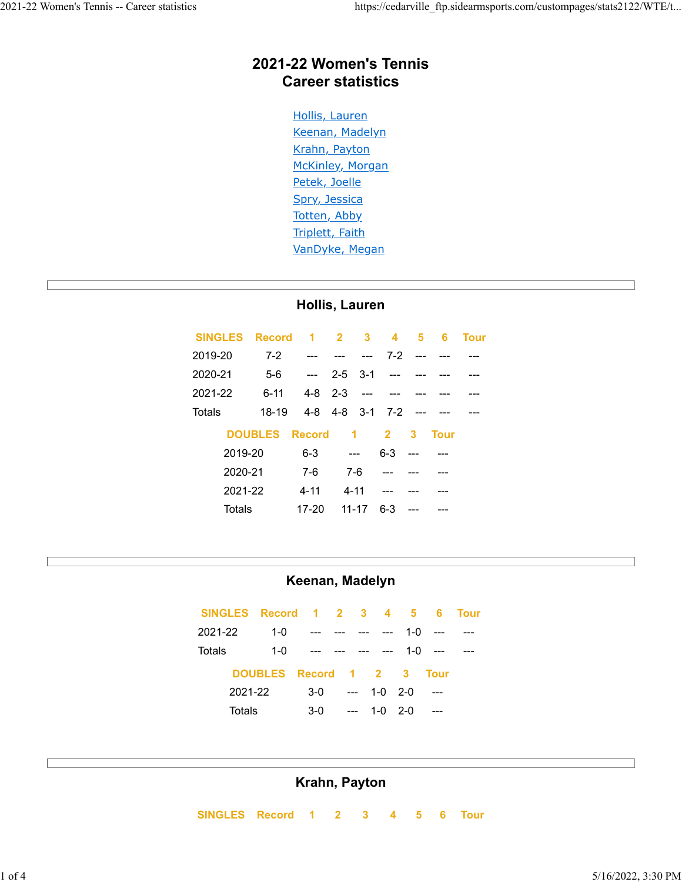# 2021-22 Women's Tennis
# Career statistics

- Hollis, Lauren
- Keenan, Madelyn
- Krahn, Payton
- McKinley, Morgan
- Petek, Joelle
- Spry, Jessica
- Totten, Abby
- Triplett, Faith
- VanDyke, Megan

---

## Hollis, Lauren

| SINGLES | Record | 1 | 2 | 3 | 4 | 5 | 6 | Tour |
|---|---|---|---|---|---|---|---|---|
| 2019-20 | 7-2 | --- | --- | --- | 7-2 | --- | --- | --- |
| 2020-21 | 5-6 | --- | 2-5 | 3-1 | --- | --- | --- | --- |
| 2021-22 | 6-11 | 4-8 | 2-3 | --- | --- | --- | --- | --- |
| Totals | 18-19 | 4-8 | 4-8 | 3-1 | 7-2 | --- | --- | --- |

| DOUBLES | Record | 1 | 2 | 3 | Tour |
|---|---|---|---|---|---|
| 2019-20 | 6-3 | --- | 6-3 | --- | --- |
| 2020-21 | 7-6 | 7-6 | --- | --- | --- |
| 2021-22 | 4-11 | 4-11 | --- | --- | --- |
| Totals | 17-20 | 11-17 | 6-3 | --- | --- |

---

## Keenan, Madelyn

| SINGLES | Record | 1 | 2 | 3 | 4 | 5 | 6 | Tour |
|---|---|---|---|---|---|---|---|---|
| 2021-22 | 1-0 | --- | --- | --- | --- | 1-0 | --- | --- |
| Totals | 1-0 | --- | --- | --- | --- | 1-0 | --- | --- |

| DOUBLES | Record | 1 | 2 | 3 | Tour |
|---|---|---|---|---|---|
| 2021-22 | 3-0 | --- | 1-0 | 2-0 | --- |
| Totals | 3-0 | --- | 1-0 | 2-0 | --- |

---

## Krahn, Payton

| SINGLES | Record | 1 | 2 | 3 | 4 | 5 | 6 | Tour |
|---|---|---|---|---|---|---|---|---|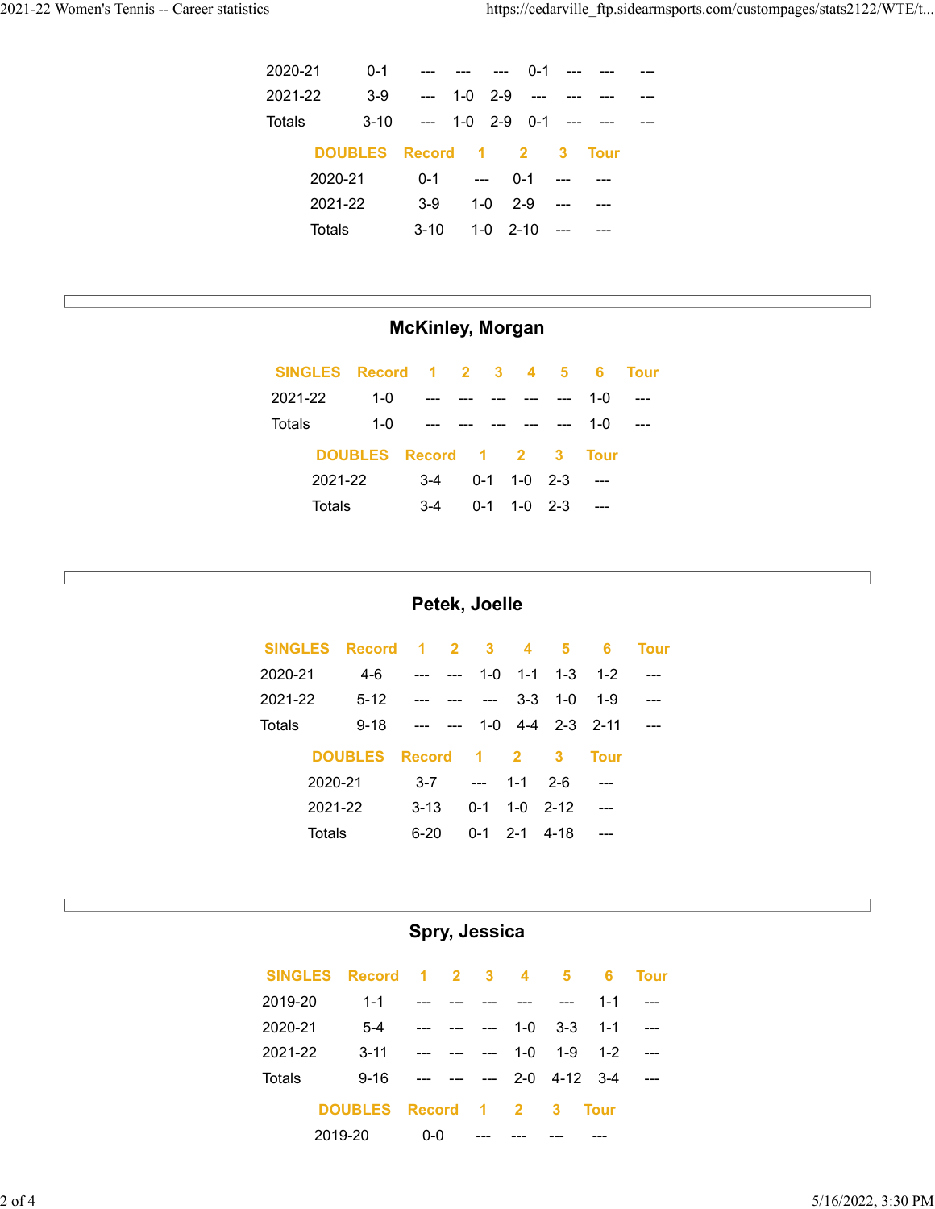| | | | | | | | | |
|---|---|---|---|---|---|---|---|---|
| 2020-21 | 0-1 | --- | --- | --- | 0-1 | --- | --- | --- |
| 2021-22 | 3-9 | --- | 1-0 | 2-9 | --- | --- | --- | --- |
| Totals | 3-10 | --- | 1-0 | 2-9 | 0-1 | --- | --- | --- |

| DOUBLES | Record | 1 | 2 | 3 | Tour |
|---|---|---|---|---|---|
| 2020-21 | 0-1 | --- | 0-1 | --- | --- |
| 2021-22 | 3-9 | 1-0 | 2-9 | --- | --- |
| Totals | 3-10 | 1-0 | 2-10 | --- | --- |

## McKinley, Morgan

| SINGLES | Record | 1 | 2 | 3 | 4 | 5 | 6 | Tour |
|---|---|---|---|---|---|---|---|---|
| 2021-22 | 1-0 | --- | --- | --- | --- | --- | 1-0 | --- |
| Totals | 1-0 | --- | --- | --- | --- | --- | 1-0 | --- |

| DOUBLES | Record | 1 | 2 | 3 | Tour |
|---|---|---|---|---|---|
| 2021-22 | 3-4 | 0-1 | 1-0 | 2-3 | --- |
| Totals | 3-4 | 0-1 | 1-0 | 2-3 | --- |

## Petek, Joelle

| SINGLES | Record | 1 | 2 | 3 | 4 | 5 | 6 | Tour |
|---|---|---|---|---|---|---|---|---|
| 2020-21 | 4-6 | --- | --- | 1-0 | 1-1 | 1-3 | 1-2 | --- |
| 2021-22 | 5-12 | --- | --- | --- | 3-3 | 1-0 | 1-9 | --- |
| Totals | 9-18 | --- | --- | 1-0 | 4-4 | 2-3 | 2-11 | --- |

| DOUBLES | Record | 1 | 2 | 3 | Tour |
|---|---|---|---|---|---|
| 2020-21 | 3-7 | --- | 1-1 | 2-6 | --- |
| 2021-22 | 3-13 | 0-1 | 1-0 | 2-12 | --- |
| Totals | 6-20 | 0-1 | 2-1 | 4-18 | --- |

## Spry, Jessica

| SINGLES | Record | 1 | 2 | 3 | 4 | 5 | 6 | Tour |
|---|---|---|---|---|---|---|---|---|
| 2019-20 | 1-1 | --- | --- | --- | --- | --- | 1-1 | --- |
| 2020-21 | 5-4 | --- | --- | --- | 1-0 | 3-3 | 1-1 | --- |
| 2021-22 | 3-11 | --- | --- | --- | 1-0 | 1-9 | 1-2 | --- |
| Totals | 9-16 | --- | --- | --- | 2-0 | 4-12 | 3-4 | --- |

| DOUBLES | Record | 1 | 2 | 3 | Tour |
|---|---|---|---|---|---|
| 2019-20 | 0-0 | --- | --- | --- | --- |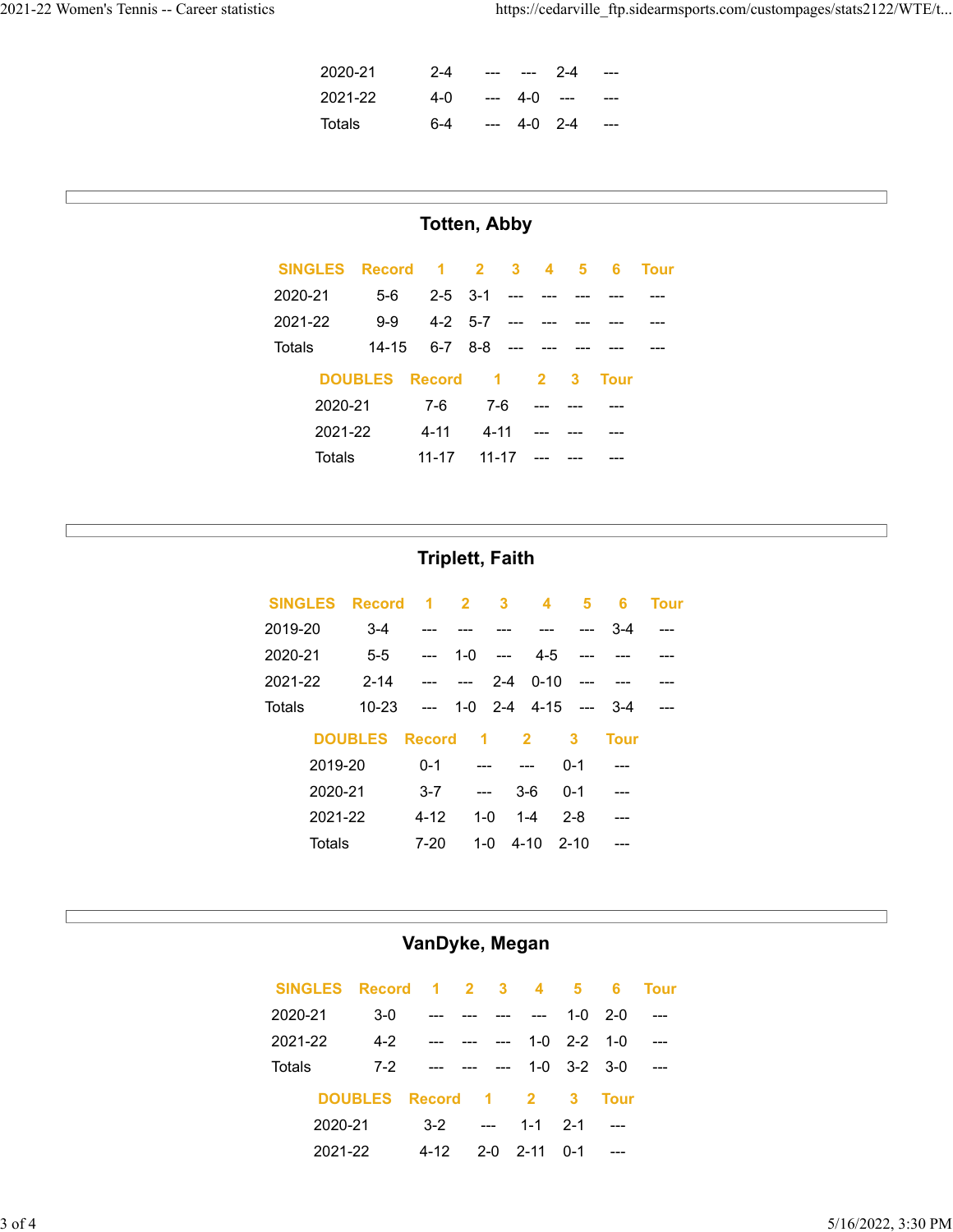| | | | | | |
|---|---|---|---|---|---|
| 2020-21 | 2-4 | --- | --- | 2-4 | --- |
| 2021-22 | 4-0 | --- | 4-0 | --- | --- |
| Totals | 6-4 | --- | 4-0 | 2-4 | --- |

## Totten, Abby

| SINGLES | Record | 1 | 2 | 3 | 4 | 5 | 6 | Tour |
|---|---|---|---|---|---|---|---|---|
| 2020-21 | 5-6 | 2-5 | 3-1 | --- | --- | --- | --- | --- |
| 2021-22 | 9-9 | 4-2 | 5-7 | --- | --- | --- | --- | --- |
| Totals | 14-15 | 6-7 | 8-8 | --- | --- | --- | --- | --- |

| DOUBLES | Record | 1 | 2 | 3 | Tour |
|---|---|---|---|---|---|
| 2020-21 | 7-6 | 7-6 | --- | --- | --- |
| 2021-22 | 4-11 | 4-11 | --- | --- | --- |
| Totals | 11-17 | 11-17 | --- | --- | --- |

## Triplett, Faith

| SINGLES | Record | 1 | 2 | 3 | 4 | 5 | 6 | Tour |
|---|---|---|---|---|---|---|---|---|
| 2019-20 | 3-4 | --- | --- | --- | --- | --- | 3-4 | --- |
| 2020-21 | 5-5 | --- | 1-0 | --- | 4-5 | --- | --- | --- |
| 2021-22 | 2-14 | --- | --- | 2-4 | 0-10 | --- | --- | --- |
| Totals | 10-23 | --- | 1-0 | 2-4 | 4-15 | --- | 3-4 | --- |

| DOUBLES | Record | 1 | 2 | 3 | Tour |
|---|---|---|---|---|---|
| 2019-20 | 0-1 | --- | --- | 0-1 | --- |
| 2020-21 | 3-7 | --- | 3-6 | 0-1 | --- |
| 2021-22 | 4-12 | 1-0 | 1-4 | 2-8 | --- |
| Totals | 7-20 | 1-0 | 4-10 | 2-10 | --- |

## VanDyke, Megan

| SINGLES | Record | 1 | 2 | 3 | 4 | 5 | 6 | Tour |
|---|---|---|---|---|---|---|---|---|
| 2020-21 | 3-0 | --- | --- | --- | --- | 1-0 | 2-0 | --- |
| 2021-22 | 4-2 | --- | --- | --- | 1-0 | 2-2 | 1-0 | --- |
| Totals | 7-2 | --- | --- | --- | 1-0 | 3-2 | 3-0 | --- |

| DOUBLES | Record | 1 | 2 | 3 | Tour |
|---|---|---|---|---|---|
| 2020-21 | 3-2 | --- | 1-1 | 2-1 | --- |
| 2021-22 | 4-12 | 2-0 | 2-11 | 0-1 | --- |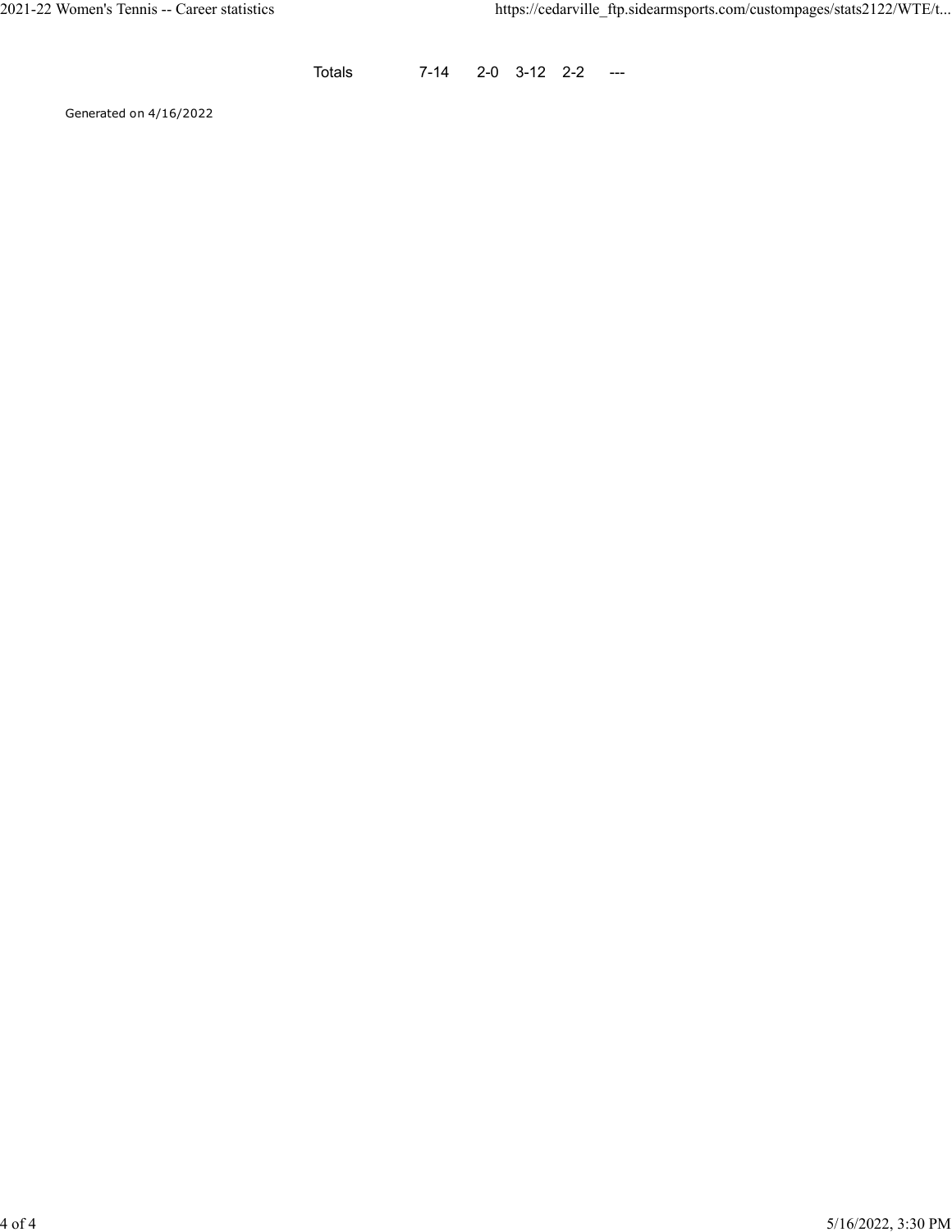| | | | | | |
|---|---|---|---|---|---|
| Totals | 7-14 | 2-0 | 3-12 | 2-2 | --- |

Generated on 4/16/2022